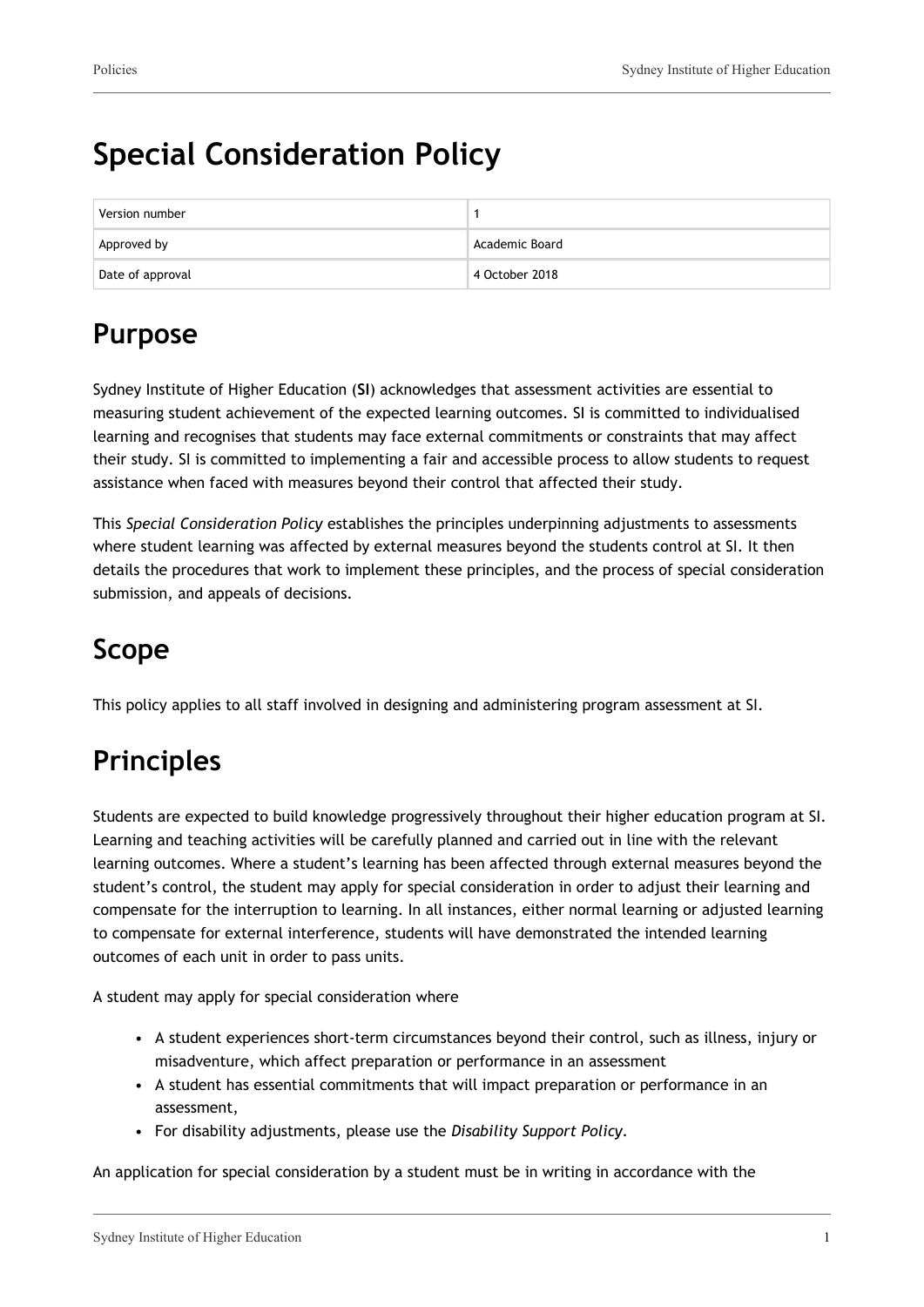# Special Consideration Policy

| Version number | 1 |
|---|---|
| Approved by | Academic Board |
| Date of approval | 4 October 2018 |

## Purpose

Sydney Institute of Higher Education (**SI**) acknowledges that assessment activities are essential to measuring student achievement of the expected learning outcomes. SI is committed to individualised learning and recognises that students may face external commitments or constraints that may affect their study. SI is committed to implementing a fair and accessible process to allow students to request assistance when faced with measures beyond their control that affected their study.

This *Special Consideration Policy* establishes the principles underpinning adjustments to assessments where student learning was affected by external measures beyond the students control at SI. It then details the procedures that work to implement these principles, and the process of special consideration submission, and appeals of decisions.

## Scope

This policy applies to all staff involved in designing and administering program assessment at SI.

## Principles

Students are expected to build knowledge progressively throughout their higher education program at SI. Learning and teaching activities will be carefully planned and carried out in line with the relevant learning outcomes. Where a student's learning has been affected through external measures beyond the student's control, the student may apply for special consideration in order to adjust their learning and compensate for the interruption to learning. In all instances, either normal learning or adjusted learning to compensate for external interference, students will have demonstrated the intended learning outcomes of each unit in order to pass units.

A student may apply for special consideration where

- A student experiences short-term circumstances beyond their control, such as illness, injury or misadventure, which affect preparation or performance in an assessment
- A student has essential commitments that will impact preparation or performance in an assessment,
- For disability adjustments, please use the *Disability Support Policy*.

An application for special consideration by a student must be in writing in accordance with the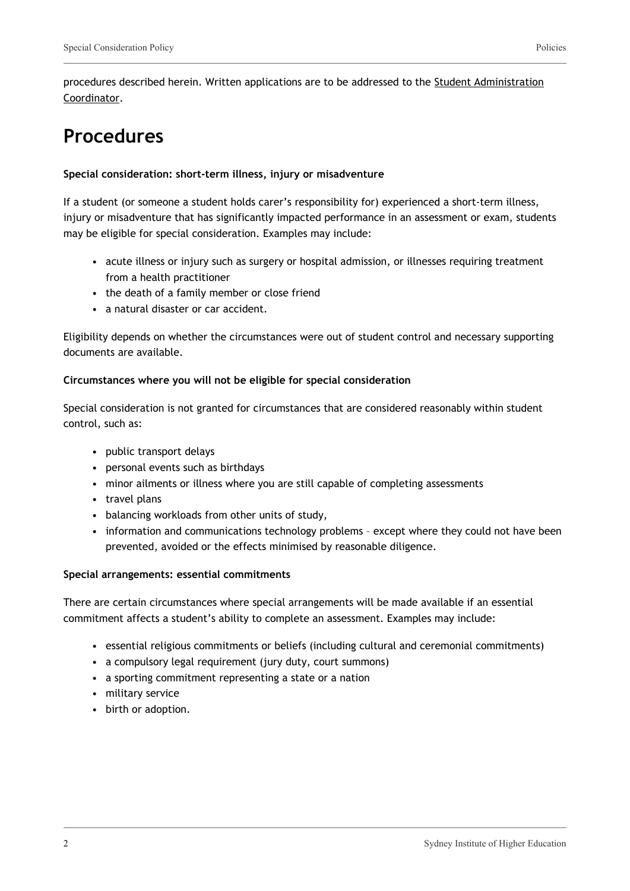procedures described herein. Written applications are to be addressed to the Student Administration Coordinator.

# Procedures

**Special consideration: short-term illness, injury or misadventure**

If a student (or someone a student holds carer's responsibility for) experienced a short-term illness, injury or misadventure that has significantly impacted performance in an assessment or exam, students may be eligible for special consideration. Examples may include:

- acute illness or injury such as surgery or hospital admission, or illnesses requiring treatment from a health practitioner
- the death of a family member or close friend
- a natural disaster or car accident.

Eligibility depends on whether the circumstances were out of student control and necessary supporting documents are available.

**Circumstances where you will not be eligible for special consideration**

Special consideration is not granted for circumstances that are considered reasonably within student control, such as:

- public transport delays
- personal events such as birthdays
- minor ailments or illness where you are still capable of completing assessments
- travel plans
- balancing workloads from other units of study,
- information and communications technology problems – except where they could not have been prevented, avoided or the effects minimised by reasonable diligence.

**Special arrangements: essential commitments**

There are certain circumstances where special arrangements will be made available if an essential commitment affects a student's ability to complete an assessment. Examples may include:

- essential religious commitments or beliefs (including cultural and ceremonial commitments)
- a compulsory legal requirement (jury duty, court summons)
- a sporting commitment representing a state or a nation
- military service
- birth or adoption.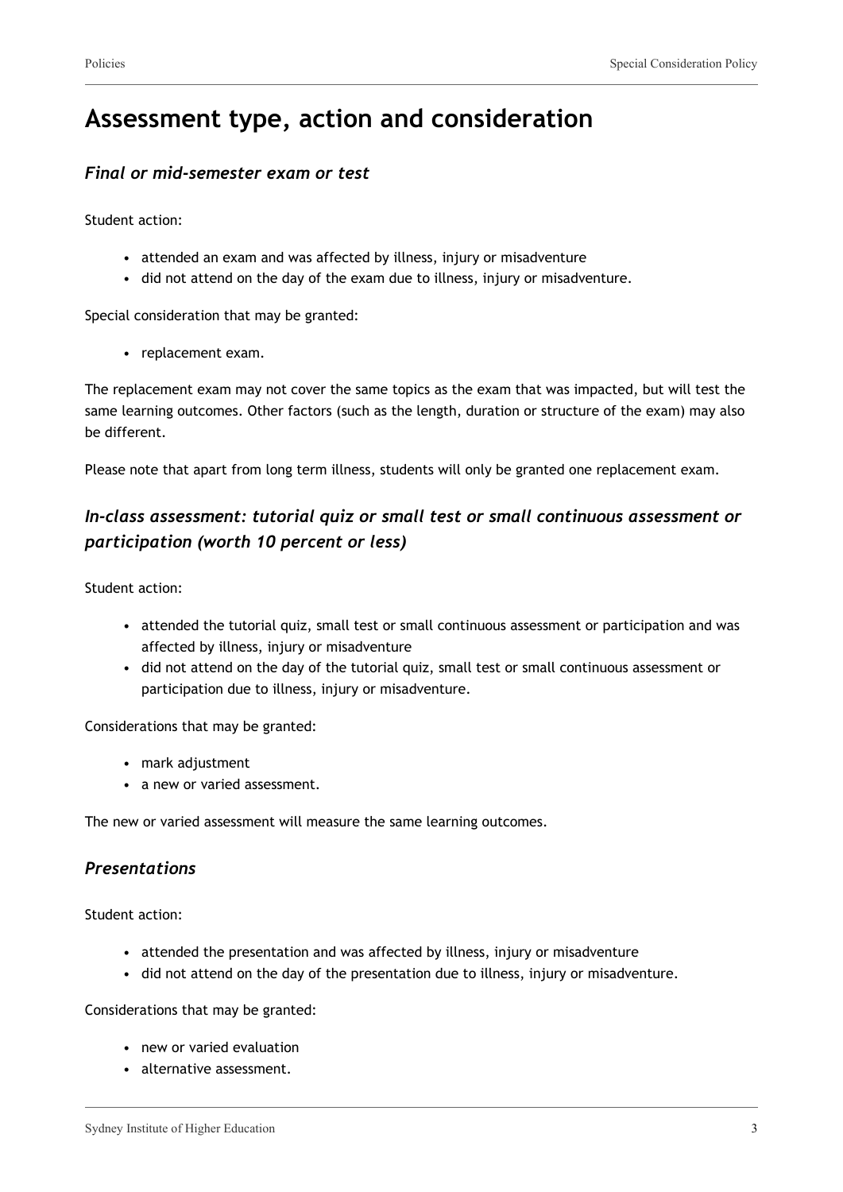# Assessment type, action and consideration

### *Final or mid-semester exam or test*

Student action:

- attended an exam and was affected by illness, injury or misadventure
- did not attend on the day of the exam due to illness, injury or misadventure.

Special consideration that may be granted:

- replacement exam.

The replacement exam may not cover the same topics as the exam that was impacted, but will test the same learning outcomes. Other factors (such as the length, duration or structure of the exam) may also be different.

Please note that apart from long term illness, students will only be granted one replacement exam.

### *In-class assessment: tutorial quiz or small test or small continuous assessment or participation (worth 10 percent or less)*

Student action:

- attended the tutorial quiz, small test or small continuous assessment or participation and was affected by illness, injury or misadventure
- did not attend on the day of the tutorial quiz, small test or small continuous assessment or participation due to illness, injury or misadventure.

Considerations that may be granted:

- mark adjustment
- a new or varied assessment.

The new or varied assessment will measure the same learning outcomes.

### *Presentations*

Student action:

- attended the presentation and was affected by illness, injury or misadventure
- did not attend on the day of the presentation due to illness, injury or misadventure.

Considerations that may be granted:

- new or varied evaluation
- alternative assessment.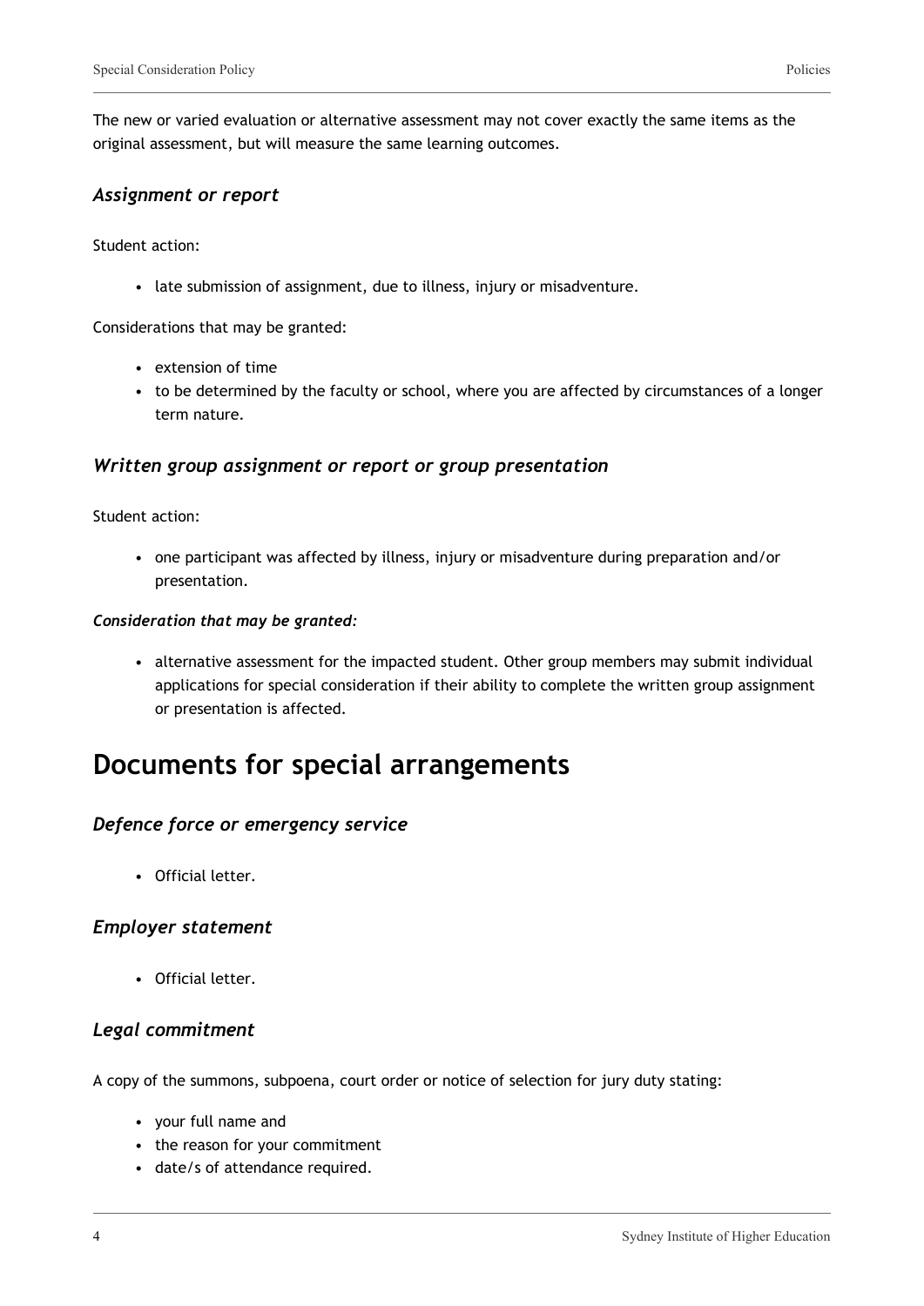The new or varied evaluation or alternative assessment may not cover exactly the same items as the original assessment, but will measure the same learning outcomes.

### *Assignment or report*

Student action:

- late submission of assignment, due to illness, injury or misadventure.

Considerations that may be granted:

- extension of time
- to be determined by the faculty or school, where you are affected by circumstances of a longer term nature.

### *Written group assignment or report or group presentation*

Student action:

- one participant was affected by illness, injury or misadventure during preparation and/or presentation.

***Consideration that may be granted:***

- alternative assessment for the impacted student. Other group members may submit individual applications for special consideration if their ability to complete the written group assignment or presentation is affected.

## Documents for special arrangements

### *Defence force or emergency service*

- Official letter.

### *Employer statement*

- Official letter.

### *Legal commitment*

A copy of the summons, subpoena, court order or notice of selection for jury duty stating:

- your full name and
- the reason for your commitment
- date/s of attendance required.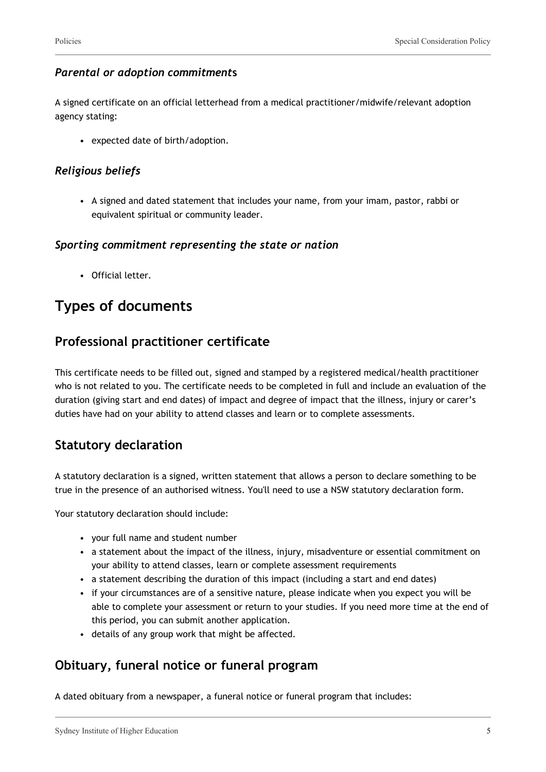### *Parental or adoption commitments*

A signed certificate on an official letterhead from a medical practitioner/midwife/relevant adoption agency stating:

- expected date of birth/adoption.

### *Religious beliefs*

- A signed and dated statement that includes your name, from your imam, pastor, rabbi or equivalent spiritual or community leader.

### *Sporting commitment representing the state or nation*

- Official letter.

# Types of documents

## Professional practitioner certificate

This certificate needs to be filled out, signed and stamped by a registered medical/health practitioner who is not related to you. The certificate needs to be completed in full and include an evaluation of the duration (giving start and end dates) of impact and degree of impact that the illness, injury or carer's duties have had on your ability to attend classes and learn or to complete assessments.

## Statutory declaration

A statutory declaration is a signed, written statement that allows a person to declare something to be true in the presence of an authorised witness. You'll need to use a NSW statutory declaration form.

Your statutory declaration should include:

- your full name and student number
- a statement about the impact of the illness, injury, misadventure or essential commitment on your ability to attend classes, learn or complete assessment requirements
- a statement describing the duration of this impact (including a start and end dates)
- if your circumstances are of a sensitive nature, please indicate when you expect you will be able to complete your assessment or return to your studies. If you need more time at the end of this period, you can submit another application.
- details of any group work that might be affected.

## Obituary, funeral notice or funeral program

A dated obituary from a newspaper, a funeral notice or funeral program that includes: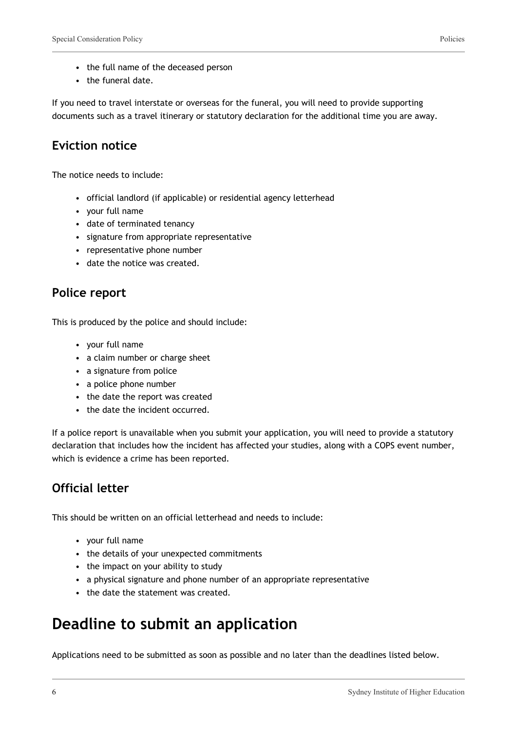- the full name of the deceased person
- the funeral date.

If you need to travel interstate or overseas for the funeral, you will need to provide supporting documents such as a travel itinerary or statutory declaration for the additional time you are away.

### Eviction notice

The notice needs to include:

- official landlord (if applicable) or residential agency letterhead
- your full name
- date of terminated tenancy
- signature from appropriate representative
- representative phone number
- date the notice was created.

### Police report

This is produced by the police and should include:

- your full name
- a claim number or charge sheet
- a signature from police
- a police phone number
- the date the report was created
- the date the incident occurred.

If a police report is unavailable when you submit your application, you will need to provide a statutory declaration that includes how the incident has affected your studies, along with a COPS event number, which is evidence a crime has been reported.

### Official letter

This should be written on an official letterhead and needs to include:

- your full name
- the details of your unexpected commitments
- the impact on your ability to study
- a physical signature and phone number of an appropriate representative
- the date the statement was created.

## Deadline to submit an application

Applications need to be submitted as soon as possible and no later than the deadlines listed below.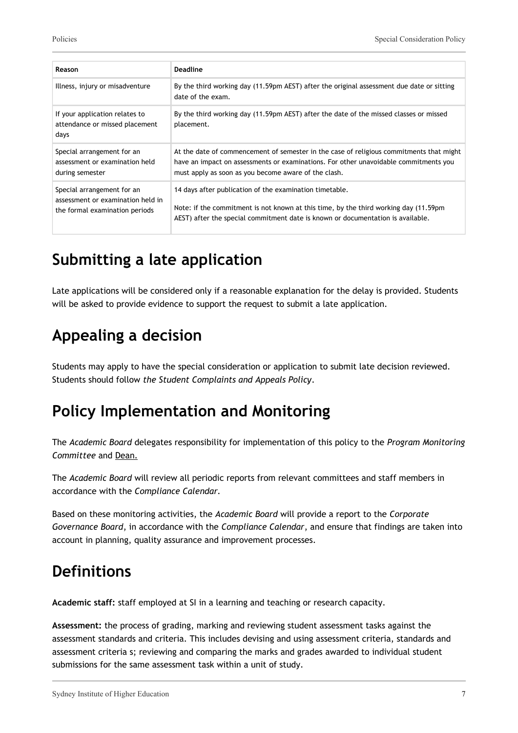| Reason | Deadline |
| --- | --- |
| Illness, injury or misadventure | By the third working day (11.59pm AEST) after the original assessment due date or sitting date of the exam. |
| If your application relates to attendance or missed placement days | By the third working day (11.59pm AEST) after the date of the missed classes or missed placement. |
| Special arrangement for an assessment or examination held during semester | At the date of commencement of semester in the case of religious commitments that might have an impact on assessments or examinations. For other unavoidable commitments you must apply as soon as you become aware of the clash. |
| Special arrangement for an assessment or examination held in the formal examination periods | 14 days after publication of the examination timetable.<br><br>Note: if the commitment is not known at this time, by the third working day (11.59pm AEST) after the special commitment date is known or documentation is available. |

## Submitting a late application

Late applications will be considered only if a reasonable explanation for the delay is provided. Students will be asked to provide evidence to support the request to submit a late application.

## Appealing a decision

Students may apply to have the special consideration or application to submit late decision reviewed. Students should follow *the Student Complaints and Appeals Policy*.

## Policy Implementation and Monitoring

The *Academic Board* delegates responsibility for implementation of this policy to the *Program Monitoring Committee* and Dean.

The *Academic Board* will review all periodic reports from relevant committees and staff members in accordance with the *Compliance Calendar*.

Based on these monitoring activities, the *Academic Board* will provide a report to the *Corporate Governance Board*, in accordance with the *Compliance Calendar*, and ensure that findings are taken into account in planning, quality assurance and improvement processes.

## Definitions

**Academic staff:** staff employed at SI in a learning and teaching or research capacity.

**Assessment:** the process of grading, marking and reviewing student assessment tasks against the assessment standards and criteria. This includes devising and using assessment criteria, standards and assessment criteria s; reviewing and comparing the marks and grades awarded to individual student submissions for the same assessment task within a unit of study.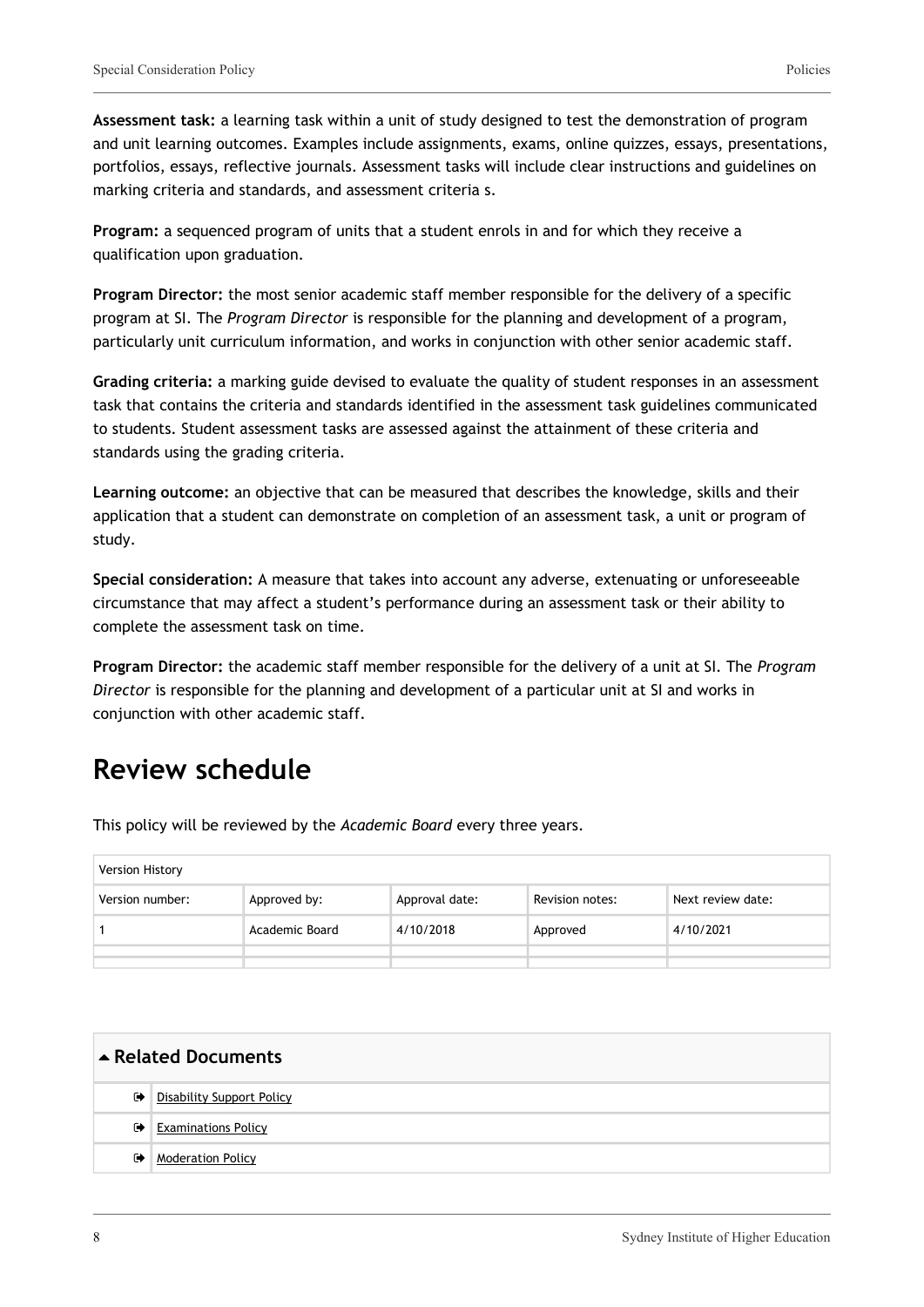**Assessment task:** a learning task within a unit of study designed to test the demonstration of program and unit learning outcomes. Examples include assignments, exams, online quizzes, essays, presentations, portfolios, essays, reflective journals. Assessment tasks will include clear instructions and guidelines on marking criteria and standards, and assessment criteria s.

**Program:** a sequenced program of units that a student enrols in and for which they receive a qualification upon graduation.

**Program Director:** the most senior academic staff member responsible for the delivery of a specific program at SI. The *Program Director* is responsible for the planning and development of a program, particularly unit curriculum information, and works in conjunction with other senior academic staff.

**Grading criteria:** a marking guide devised to evaluate the quality of student responses in an assessment task that contains the criteria and standards identified in the assessment task guidelines communicated to students. Student assessment tasks are assessed against the attainment of these criteria and standards using the grading criteria.

**Learning outcome:** an objective that can be measured that describes the knowledge, skills and their application that a student can demonstrate on completion of an assessment task, a unit or program of study.

**Special consideration:** A measure that takes into account any adverse, extenuating or unforeseeable circumstance that may affect a student's performance during an assessment task or their ability to complete the assessment task on time.

**Program Director:** the academic staff member responsible for the delivery of a unit at SI. The *Program Director* is responsible for the planning and development of a particular unit at SI and works in conjunction with other academic staff.

# Review schedule

This policy will be reviewed by the *Academic Board* every three years.

| Version History | | | | |
|---|---|---|---|---|
| Version number: | Approved by: | Approval date: | Revision notes: | Next review date: |
| 1 | Academic Board | 4/10/2018 | Approved | 4/10/2021 |
| | | | | |

| ▲ Related Documents | |
|---|---|
| ➡ | Disability Support Policy |
| ➡ | Examinations Policy |
| ➡ | Moderation Policy |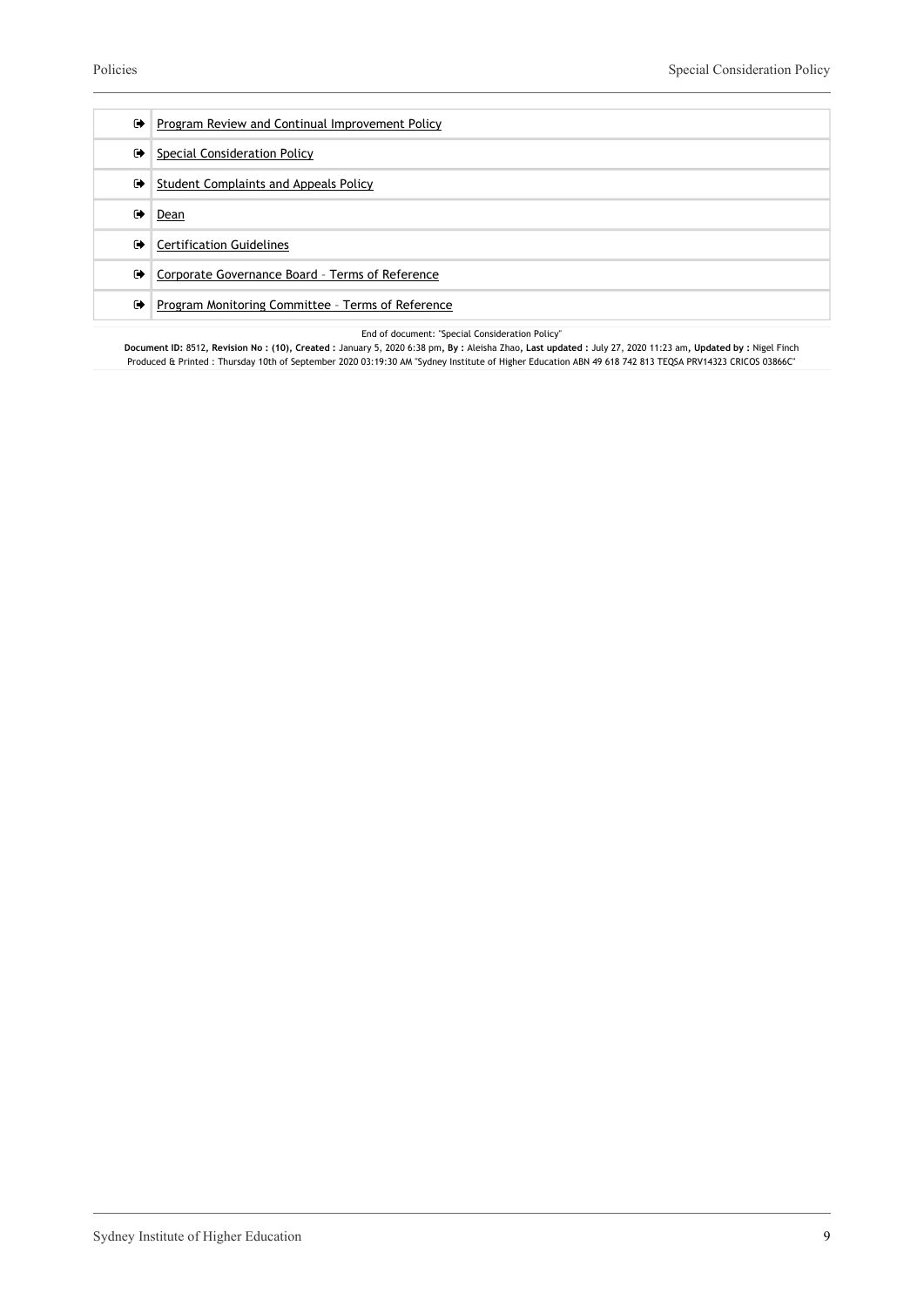| | |
|---|---|
| ➡ | Program Review and Continual Improvement Policy |
| ➡ | Special Consideration Policy |
| ➡ | Student Complaints and Appeals Policy |
| ➡ | Dean |
| ➡ | Certification Guidelines |
| ➡ | Corporate Governance Board – Terms of Reference |
| ➡ | Program Monitoring Committee – Terms of Reference |

End of document: "Special Consideration Policy"

**Document ID:** 8512, **Revision No : (10), Created :** January 5, 2020 6:38 pm, **By :** Aleisha Zhao, **Last updated :** July 27, 2020 11:23 am, **Updated by :** Nigel Finch
Produced & Printed : Thursday 10th of September 2020 03:19:30 AM "Sydney Institute of Higher Education ABN 49 618 742 813 TEQSA PRV14323 CRICOS 03866C"